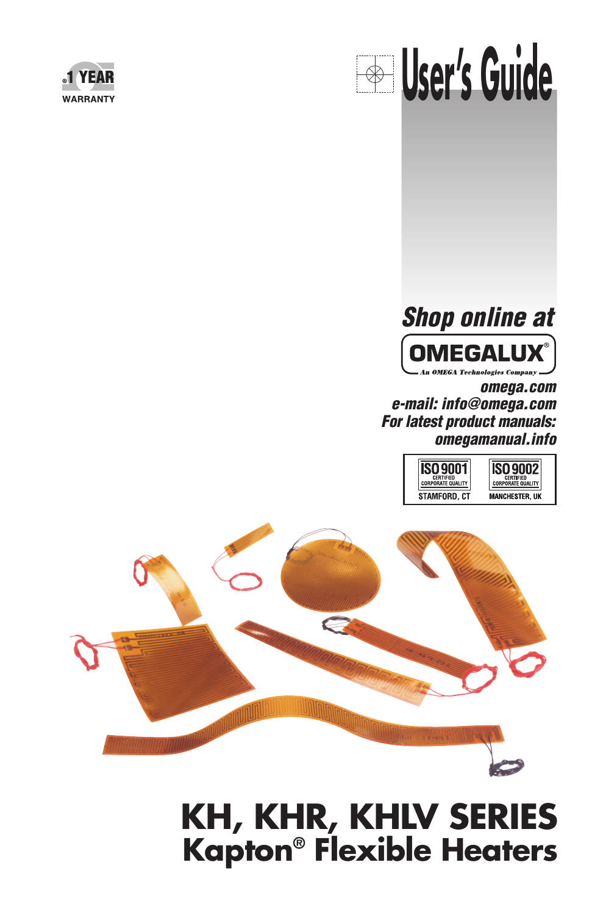1 YEAR WARRANTY

# User's Guide

*Shop online at*

**OMEGALUX®**

An OMEGA Technologies Company

*omega.com*

*e-mail: info@omega.com*

*For latest product manuals:*

*omegamanual.info*

ISO 9001 CERTIFIED CORPORATE QUALITY STAMFORD, CT

ISO 9002 CERTIFIED CORPORATE QUALITY MANCHESTER, UK

# KH, KHR, KHLV SERIES

## Kapton® Flexible Heaters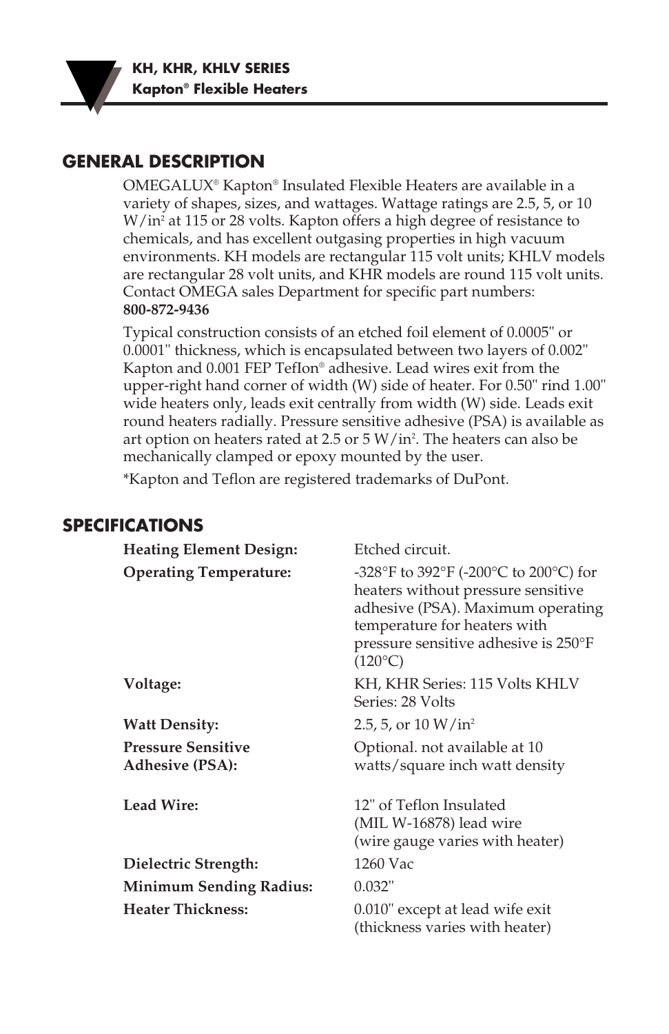## GENERAL DESCRIPTION

OMEGALUX® Kapton® Insulated Flexible Heaters are available in a variety of shapes, sizes, and wattages. Wattage ratings are 2.5, 5, or 10 W/in$^2$ at 115 or 28 volts. Kapton offers a high degree of resistance to chemicals, and has excellent outgasing properties in high vacuum environments. KH models are rectangular 115 volt units; KHLV models are rectangular 28 volt units, and KHR models are round 115 volt units. Contact OMEGA sales Department for specific part numbers: **800-872-9436**

Typical construction consists of an etched foil element of 0.0005" or 0.0001" thickness, which is encapsulated between two layers of 0.002" Kapton and 0.001 FEP TefIon® adhesive. Lead wires exit from the upper-right hand corner of width (W) side of heater. For 0.50" rind 1.00" wide heaters only, leads exit centrally from width (W) side. Leads exit round heaters radially. Pressure sensitive adhesive (PSA) is available as art option on heaters rated at 2.5 or 5 W/in$^2$. The heaters can also be mechanically clamped or epoxy mounted by the user.

*Kapton and Teflon are registered trademarks of DuPont.

## SPECIFICATIONS

| | |
|---|---|
| **Heating Element Design:** | Etched circuit. |
| **Operating Temperature:** | -328°F to 392°F (-200°C to 200°C) for heaters without pressure sensitive adhesive (PSA). Maximum operating temperature for heaters with pressure sensitive adhesive is 250°F (120°C) |
| **Voltage:** | KH, KHR Series: 115 Volts KHLV Series: 28 Volts |
| **Watt Density:** | 2.5, 5, or 10 W/in$^2$ |
| **Pressure Sensitive Adhesive (PSA):** | Optional. not available at 10 watts/square inch watt density |
| **Lead Wire:** | 12" of Teflon Insulated (MIL W-16878) lead wire (wire gauge varies with heater) |
| **Dielectric Strength:** | 1260 Vac |
| **Minimum Sending Radius:** | 0.032" |
| **Heater Thickness:** | 0.010" except at lead wife exit (thickness varies with heater) |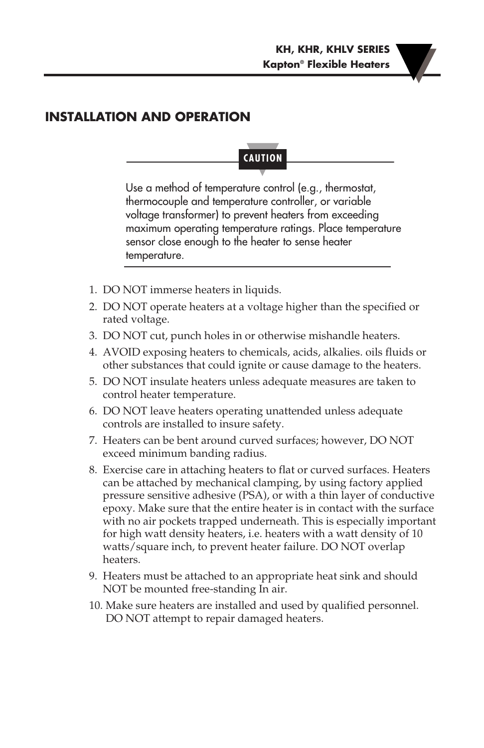## INSTALLATION AND OPERATION

**CAUTION**

Use a method of temperature control (e.g., thermostat, thermocouple and temperature controller, or variable voltage transformer) to prevent heaters from exceeding maximum operating temperature ratings. Place temperature sensor close enough to the heater to sense heater temperature.

1. DO NOT immerse heaters in liquids.
2. DO NOT operate heaters at a voltage higher than the specified or rated voltage.
3. DO NOT cut, punch holes in or otherwise mishandle heaters.
4. AVOID exposing heaters to chemicals, acids, alkalies. oils fluids or other substances that could ignite or cause damage to the heaters.
5. DO NOT insulate heaters unless adequate measures are taken to control heater temperature.
6. DO NOT leave heaters operating unattended unless adequate controls are installed to insure safety.
7. Heaters can be bent around curved surfaces; however, DO NOT exceed minimum banding radius.
8. Exercise care in attaching heaters to flat or curved surfaces. Heaters can be attached by mechanical clamping, by using factory applied pressure sensitive adhesive (PSA), or with a thin layer of conductive epoxy. Make sure that the entire heater is in contact with the surface with no air pockets trapped underneath. This is especially important for high watt density heaters, i.e. heaters with a watt density of 10 watts/square inch, to prevent heater failure. DO NOT overlap heaters.
9. Heaters must be attached to an appropriate heat sink and should NOT be mounted free-standing In air.
10. Make sure heaters are installed and used by qualified personnel. DO NOT attempt to repair damaged heaters.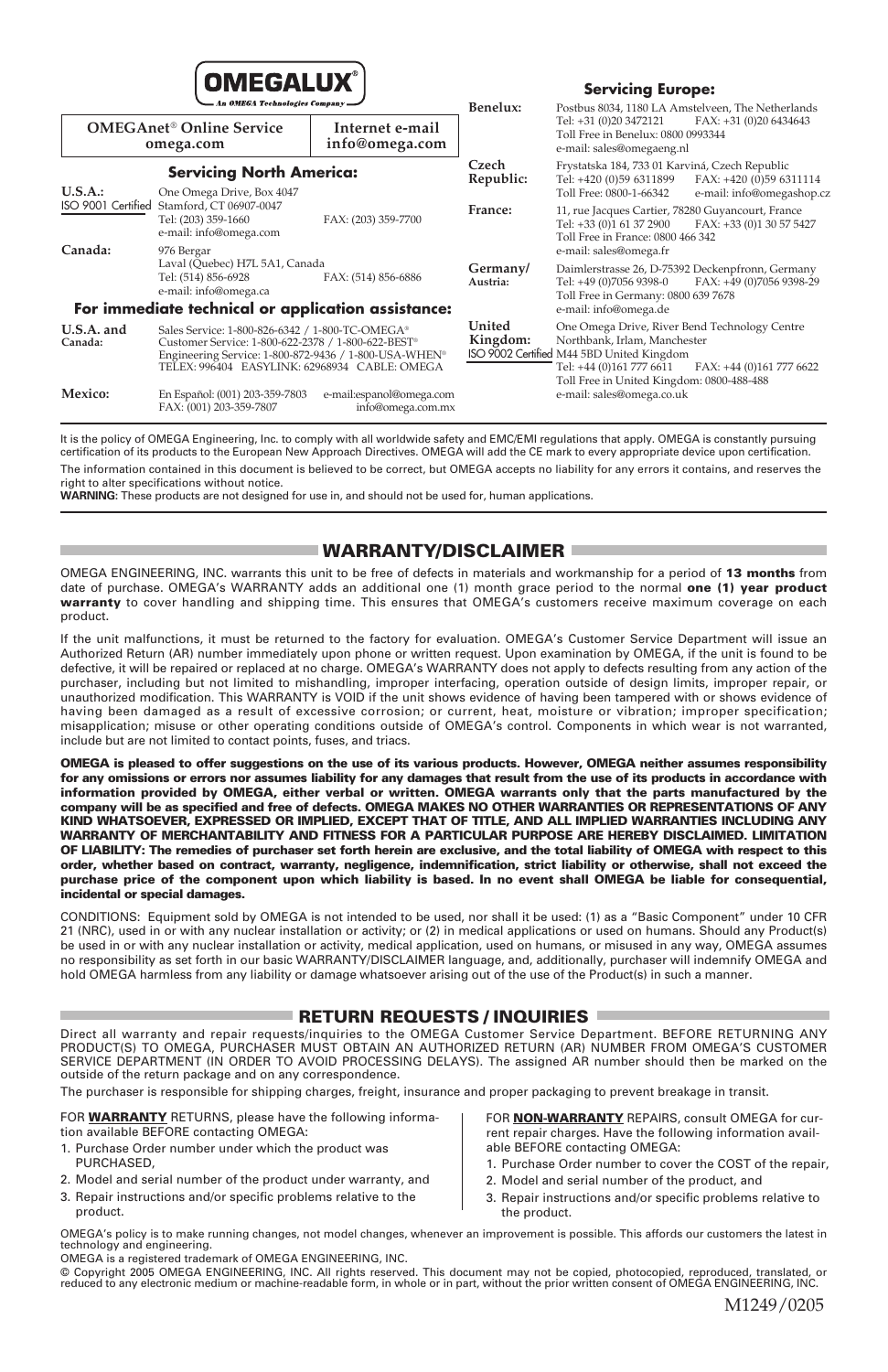# OMEGALUX®

An OMEGA Technologies Company

| OMEGAnet® Online Service omega.com | Internet e-mail info@omega.com |
|---|---|

## Servicing North America:

**U.S.A.:** One Omega Drive, Box 4047
ISO 9001 Certified Stamford, CT 06907-0047
Tel: (203) 359-1660 FAX: (203) 359-7700
e-mail: info@omega.com

**Canada:** 976 Bergar
Laval (Quebec) H7L 5A1, Canada
Tel: (514) 856-6928 FAX: (514) 856-6886
e-mail: info@omega.ca

### For immediate technical or application assistance:

**U.S.A. and Canada:** Sales Service: 1-800-826-6342 / 1-800-TC-OMEGA®
Customer Service: 1-800-622-2378 / 1-800-622-BEST®
Engineering Service: 1-800-872-9436 / 1-800-USA-WHEN®
TELEX: 996404 EASYLINK: 62968934 CABLE: OMEGA

**Mexico:** En Español: (001) 203-359-7803 e-mail:espanol@omega.com
FAX: (001) 203-359-7807 info@omega.com.mx

## Servicing Europe:

**Benelux:** Postbus 8034, 1180 LA Amstelveen, The Netherlands
Tel: +31 (0)20 3472121 FAX: +31 (0)20 6434643
Toll Free in Benelux: 0800 0993344
e-mail: sales@omegaeng.nl

**Czech Republic:** Frystatska 184, 733 01 Karviná, Czech Republic
Tel: +420 (0)59 6311899 FAX: +420 (0)59 6311114
Toll Free: 0800-1-66342 e-mail: info@omegashop.cz

**France:** 11, rue Jacques Cartier, 78280 Guyancourt, France
Tel: +33 (0)1 61 37 2900 FAX: +33 (0)1 30 57 5427
Toll Free in France: 0800 466 342
e-mail: sales@omega.fr

**Germany/Austria:** Daimlerstrasse 26, D-75392 Deckenpfronn, Germany
Tel: +49 (0)7056 9398-0 FAX: +49 (0)7056 9398-29
Toll Free in Germany: 0800 639 7678
e-mail: info@omega.de

**United Kingdom:** One Omega Drive, River Bend Technology Centre
ISO 9002 Certified Northbank, Irlam, Manchester M44 5BD United Kingdom
Tel: +44 (0)161 777 6611 FAX: +44 (0)161 777 6622
Toll Free in United Kingdom: 0800-488-488
e-mail: sales@omega.co.uk

It is the policy of OMEGA Engineering, Inc. to comply with all worldwide safety and EMC/EMI regulations that apply. OMEGA is constantly pursuing certification of its products to the European New Approach Directives. OMEGA will add the CE mark to every appropriate device upon certification.

The information contained in this document is believed to be correct, but OMEGA accepts no liability for any errors it contains, and reserves the right to alter specifications without notice.

**WARNING**: These products are not designed for use in, and should not be used for, human applications.

## WARRANTY/DISCLAIMER

OMEGA ENGINEERING, INC. warrants this unit to be free of defects in materials and workmanship for a period of **13 months** from date of purchase. OMEGA's WARRANTY adds an additional one (1) month grace period to the normal **one (1) year product warranty** to cover handling and shipping time. This ensures that OMEGA's customers receive maximum coverage on each product.

If the unit malfunctions, it must be returned to the factory for evaluation. OMEGA's Customer Service Department will issue an Authorized Return (AR) number immediately upon phone or written request. Upon examination by OMEGA, if the unit is found to be defective, it will be repaired or replaced at no charge. OMEGA's WARRANTY does not apply to defects resulting from any action of the purchaser, including but not limited to mishandling, improper interfacing, operation outside of design limits, improper repair, or unauthorized modification. This WARRANTY is VOID if the unit shows evidence of having been tampered with or shows evidence of having been damaged as a result of excessive corrosion; or current, heat, moisture or vibration; improper specification; misapplication; misuse or other operating conditions outside of OMEGA's control. Components in which wear is not warranted, include but are not limited to contact points, fuses, and triacs.

**OMEGA is pleased to offer suggestions on the use of its various products. However, OMEGA neither assumes responsibility for any omissions or errors nor assumes liability for any damages that result from the use of its products in accordance with information provided by OMEGA, either verbal or written. OMEGA warrants only that the parts manufactured by the company will be as specified and free of defects. OMEGA MAKES NO OTHER WARRANTIES OR REPRESENTATIONS OF ANY KIND WHATSOEVER, EXPRESSED OR IMPLIED, EXCEPT THAT OF TITLE, AND ALL IMPLIED WARRANTIES INCLUDING ANY WARRANTY OF MERCHANTABILITY AND FITNESS FOR A PARTICULAR PURPOSE ARE HEREBY DISCLAIMED. LIMITATION OF LIABILITY: The remedies of purchaser set forth herein are exclusive, and the total liability of OMEGA with respect to this order, whether based on contract, warranty, negligence, indemnification, strict liability or otherwise, shall not exceed the purchase price of the component upon which liability is based. In no event shall OMEGA be liable for consequential, incidental or special damages.**

CONDITIONS: Equipment sold by OMEGA is not intended to be used, nor shall it be used: (1) as a "Basic Component" under 10 CFR 21 (NRC), used in or with any nuclear installation or activity; or (2) in medical applications or used on humans. Should any Product(s) be used in or with any nuclear installation or activity, medical application, used on humans, or misused in any way, OMEGA assumes no responsibility as set forth in our basic WARRANTY/DISCLAIMER language, and, additionally, purchaser will indemnify OMEGA and hold OMEGA harmless from any liability or damage whatsoever arising out of the use of the Product(s) in such a manner.

## RETURN REQUESTS / INQUIRIES

Direct all warranty and repair requests/inquiries to the OMEGA Customer Service Department. BEFORE RETURNING ANY PRODUCT(S) TO OMEGA, PURCHASER MUST OBTAIN AN AUTHORIZED RETURN (AR) NUMBER FROM OMEGA'S CUSTOMER SERVICE DEPARTMENT (IN ORDER TO AVOID PROCESSING DELAYS). The assigned AR number should then be marked on the outside of the return package and on any correspondence.

The purchaser is responsible for shipping charges, freight, insurance and proper packaging to prevent breakage in transit.

FOR **WARRANTY** RETURNS, please have the following information available BEFORE contacting OMEGA:

1. Purchase Order number under which the product was PURCHASED,
2. Model and serial number of the product under warranty, and
3. Repair instructions and/or specific problems relative to the product.

FOR **NON-WARRANTY** REPAIRS, consult OMEGA for current repair charges. Have the following information available BEFORE contacting OMEGA:

1. Purchase Order number to cover the COST of the repair,
2. Model and serial number of the product, and
3. Repair instructions and/or specific problems relative to the product.

OMEGA's policy is to make running changes, not model changes, whenever an improvement is possible. This affords our customers the latest in technology and engineering.

OMEGA is a registered trademark of OMEGA ENGINEERING, INC.

© Copyright 2005 OMEGA ENGINEERING, INC. All rights reserved. This document may not be copied, photocopied, reproduced, translated, or reduced to any electronic medium or machine-readable form, in whole or in part, without the prior written consent of OMEGA ENGINEERING, INC.

M1249/0205